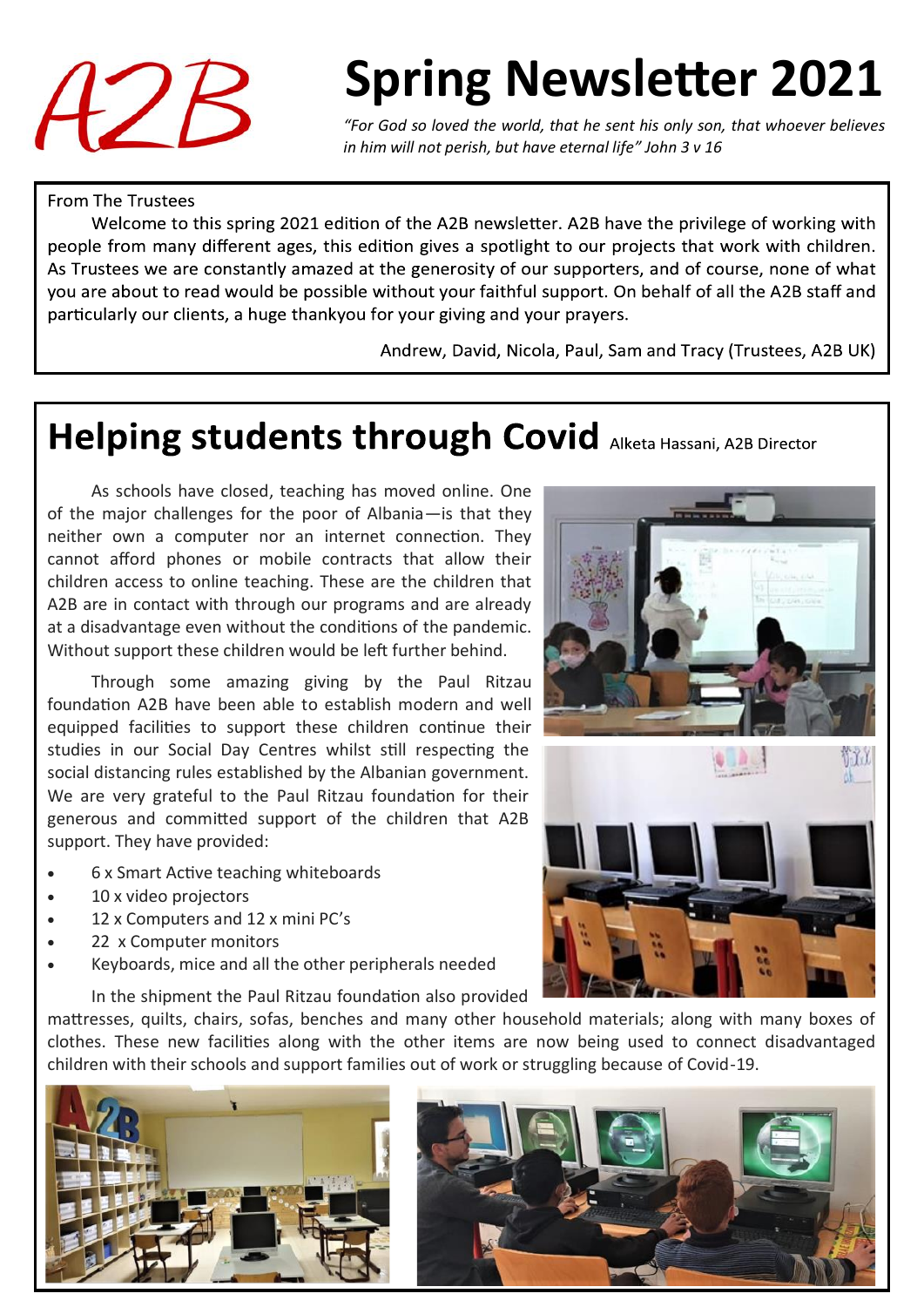A2B

# Spring Newsletter 2021

*"For God so loved the world, that he sent his only son, that whoever believes in him will not perish, but have eternal life" John 3 v 16*

From The Trustees

Welcome to this spring 2021 edition of the A2B newsletter. A2B have the privilege of working with people from many different ages, this edition gives a spotlight to our projects that work with children. As Trustees we are constantly amazed at the generosity of our supporters, and of course, none of what you are about to read would be possible without your faithful support. On behalf of all the A2B staff and particularly our clients, a huge thankyou for your giving and your prayers.

Andrew, David, Nicola, Paul, Sam and Tracy (Trustees, A2B UK)

## Helping students through Covid

Alketa Hassani, A2B Director

As schools have closed, teaching has moved online. One of the major challenges for the poor of Albania—is that they neither own a computer nor an internet connection. They cannot afford phones or mobile contracts that allow their children access to online teaching. These are the children that A2B are in contact with through our programs and are already at a disadvantage even without the conditions of the pandemic. Without support these children would be left further behind.

Through some amazing giving by the Paul Ritzau foundation A2B have been able to establish modern and well equipped facilities to support these children continue their studies in our Social Day Centres whilst still respecting the social distancing rules established by the Albanian government. We are very grateful to the Paul Ritzau foundation for their generous and committed support of the children that A2B support. They have provided:

- 6 x Smart Active teaching whiteboards
- 10 x video projectors
- 12 x Computers and 12 x mini PC's
- 22 x Computer monitors
- Keyboards, mice and all the other peripherals needed

In the shipment the Paul Ritzau foundation also provided mattresses, quilts, chairs, sofas, benches and many other household materials; along with many boxes of clothes. These new facilities along with the other items are now being used to connect disadvantaged children with their schools and support families out of work or struggling because of Covid-19.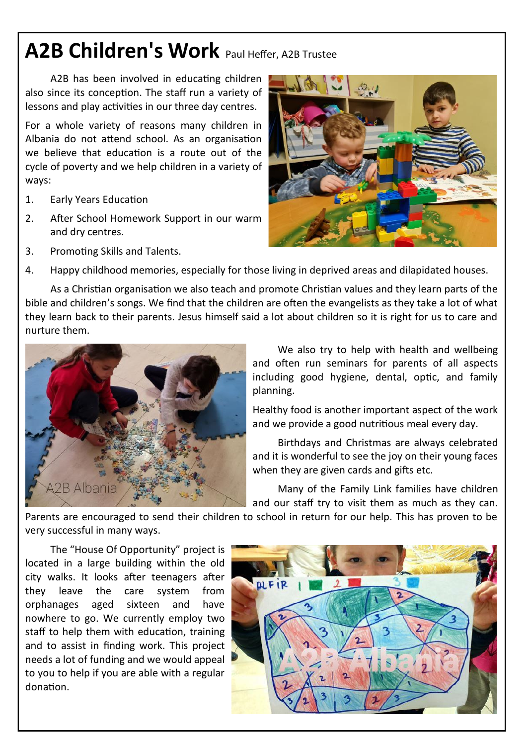# A2B Children's Work

Paul Heffer, A2B Trustee

A2B has been involved in educating children also since its conception. The staff run a variety of lessons and play activities in our three day centres.

For a whole variety of reasons many children in Albania do not attend school. As an organisation we believe that education is a route out of the cycle of poverty and we help children in a variety of ways:

1. Early Years Education
2. After School Homework Support in our warm and dry centres.
3. Promoting Skills and Talents.
4. Happy childhood memories, especially for those living in deprived areas and dilapidated houses.

As a Christian organisation we also teach and promote Christian values and they learn parts of the bible and children's songs. We find that the children are often the evangelists as they take a lot of what they learn back to their parents. Jesus himself said a lot about children so it is right for us to care and nurture them.

We also try to help with health and wellbeing and often run seminars for parents of all aspects including good hygiene, dental, optic, and family planning.

Healthy food is another important aspect of the work and we provide a good nutritious meal every day.

Birthdays and Christmas are always celebrated and it is wonderful to see the joy on their young faces when they are given cards and gifts etc.

Many of the Family Link families have children and our staff try to visit them as much as they can. Parents are encouraged to send their children to school in return for our help. This has proven to be very successful in many ways.

The "House Of Opportunity" project is located in a large building within the old city walks. It looks after teenagers after they leave the care system from orphanages aged sixteen and have nowhere to go. We currently employ two staff to help them with education, training and to assist in finding work. This project needs a lot of funding and we would appeal to you to help if you are able with a regular donation.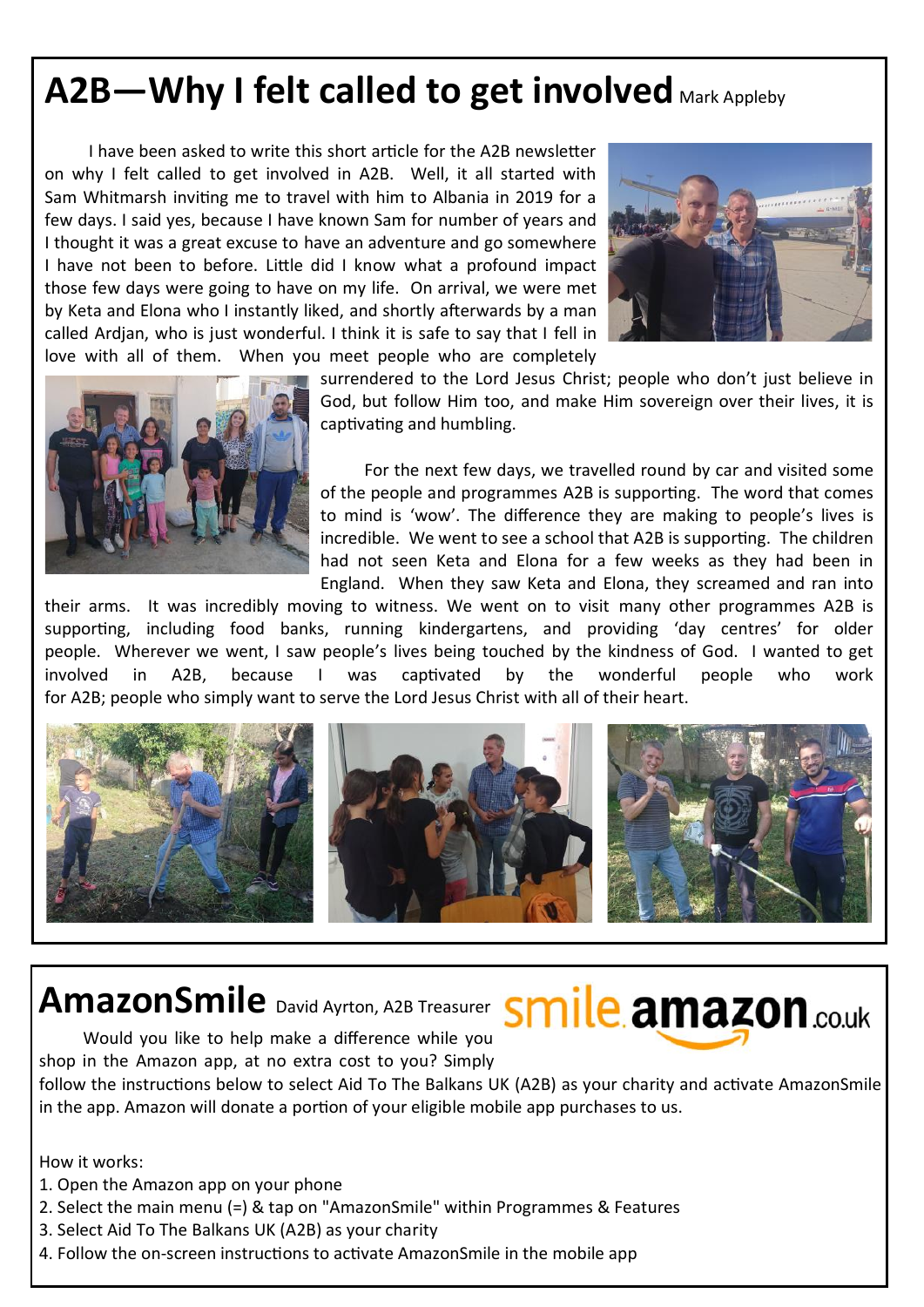# A2B—Why I felt called to get involved

Mark Appleby

I have been asked to write this short article for the A2B newsletter on why I felt called to get involved in A2B. Well, it all started with Sam Whitmarsh inviting me to travel with him to Albania in 2019 for a few days. I said yes, because I have known Sam for number of years and I thought it was a great excuse to have an adventure and go somewhere I have not been to before. Little did I know what a profound impact those few days were going to have on my life. On arrival, we were met by Keta and Elona who I instantly liked, and shortly afterwards by a man called Ardjan, who is just wonderful. I think it is safe to say that I fell in love with all of them. When you meet people who are completely surrendered to the Lord Jesus Christ; people who don't just believe in God, but follow Him too, and make Him sovereign over their lives, it is captivating and humbling.

For the next few days, we travelled round by car and visited some of the people and programmes A2B is supporting. The word that comes to mind is 'wow'. The difference they are making to people's lives is incredible. We went to see a school that A2B is supporting. The children had not seen Keta and Elona for a few weeks as they had been in England. When they saw Keta and Elona, they screamed and ran into their arms. It was incredibly moving to witness. We went on to visit many other programmes A2B is supporting, including food banks, running kindergartens, and providing 'day centres' for older people. Wherever we went, I saw people's lives being touched by the kindness of God. I wanted to get involved in A2B, because I was captivated by the wonderful people who work for A2B; people who simply want to serve the Lord Jesus Christ with all of their heart.

# AmazonSmile

David Ayrton, A2B Treasurer

smile.amazon.co.uk

Would you like to help make a difference while you shop in the Amazon app, at no extra cost to you? Simply follow the instructions below to select Aid To The Balkans UK (A2B) as your charity and activate AmazonSmile in the app. Amazon will donate a portion of your eligible mobile app purchases to us.

How it works:

1. Open the Amazon app on your phone
2. Select the main menu (=) & tap on "AmazonSmile" within Programmes & Features
3. Select Aid To The Balkans UK (A2B) as your charity
4. Follow the on-screen instructions to activate AmazonSmile in the mobile app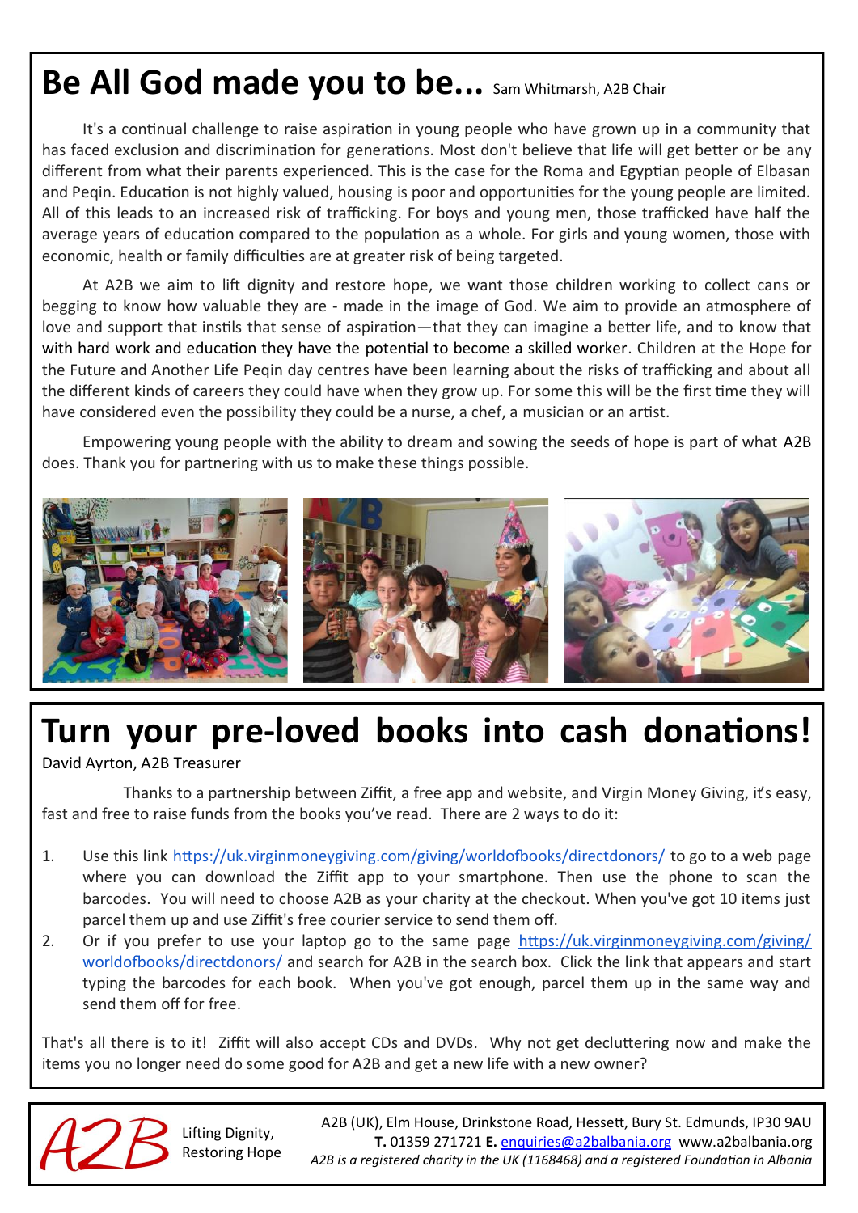# Be All God made you to be... Sam Whitmarsh, A2B Chair

It's a continual challenge to raise aspiration in young people who have grown up in a community that has faced exclusion and discrimination for generations. Most don't believe that life will get better or be any different from what their parents experienced. This is the case for the Roma and Egyptian people of Elbasan and Peqin. Education is not highly valued, housing is poor and opportunities for the young people are limited. All of this leads to an increased risk of trafficking. For boys and young men, those trafficked have half the average years of education compared to the population as a whole. For girls and young women, those with economic, health or family difficulties are at greater risk of being targeted.

At A2B we aim to lift dignity and restore hope, we want those children working to collect cans or begging to know how valuable they are - made in the image of God. We aim to provide an atmosphere of love and support that instils that sense of aspiration—that they can imagine a better life, and to know that with hard work and education they have the potential to become a skilled worker. Children at the Hope for the Future and Another Life Peqin day centres have been learning about the risks of trafficking and about all the different kinds of careers they could have when they grow up. For some this will be the first time they will have considered even the possibility they could be a nurse, a chef, a musician or an artist.

Empowering young people with the ability to dream and sowing the seeds of hope is part of what A2B does. Thank you for partnering with us to make these things possible.

# Turn your pre-loved books into cash donations!

David Ayrton, A2B Treasurer

Thanks to a partnership between Ziffit, a free app and website, and Virgin Money Giving, it's easy, fast and free to raise funds from the books you've read. There are 2 ways to do it:

1. Use this link https://uk.virginmoneygiving.com/giving/worldofbooks/directdonors/ to go to a web page where you can download the Ziffit app to your smartphone. Then use the phone to scan the barcodes. You will need to choose A2B as your charity at the checkout. When you've got 10 items just parcel them up and use Ziffit's free courier service to send them off.
2. Or if you prefer to use your laptop go to the same page https://uk.virginmoneygiving.com/giving/worldofbooks/directdonors/ and search for A2B in the search box. Click the link that appears and start typing the barcodes for each book. When you've got enough, parcel them up in the same way and send them off for free.

That's all there is to it! Ziffit will also accept CDs and DVDs. Why not get decluttering now and make the items you no longer need do some good for A2B and get a new life with a new owner?

A2B Lifting Dignity, Restoring Hope

A2B (UK), Elm House, Drinkstone Road, Hessett, Bury St. Edmunds, IP30 9AU
**T.** 01359 271721 **E.** enquiries@a2balbania.org www.a2balbania.org
*A2B is a registered charity in the UK (1168468) and a registered Foundation in Albania*